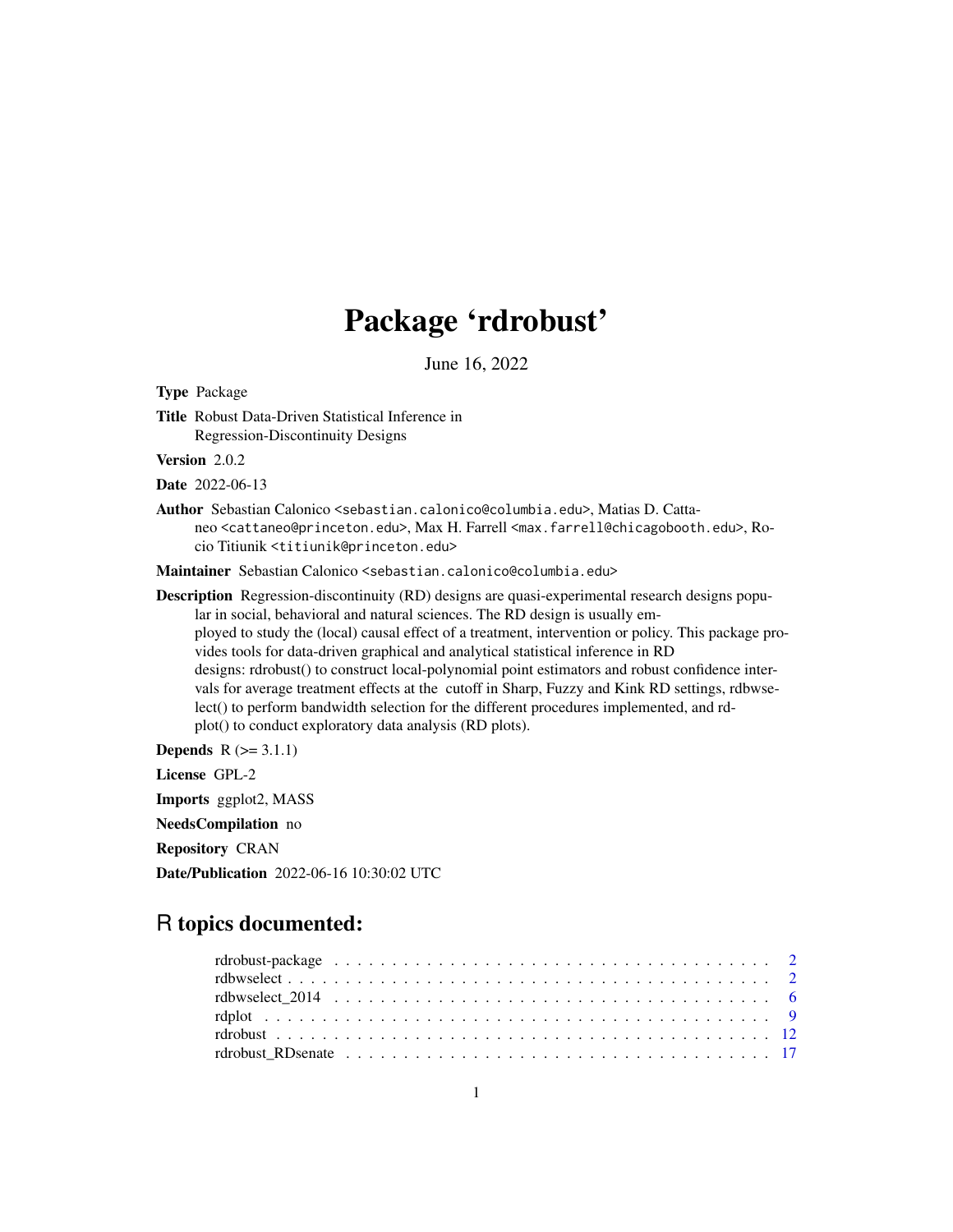# Package 'rdrobust'

June 16, 2022

**Type** Package

**Title** Robust Data-Driven Statistical Inference in Regression-Discontinuity Designs

**Version** 2.0.2

**Date** 2022-06-13

**Author** Sebastian Calonico <sebastian.calonico@columbia.edu>, Matias D. Cattaneo <cattaneo@princeton.edu>, Max H. Farrell <max.farrell@chicagobooth.edu>, Rocio Titiunik <titiunik@princeton.edu>

**Maintainer** Sebastian Calonico <sebastian.calonico@columbia.edu>

**Description** Regression-discontinuity (RD) designs are quasi-experimental research designs popular in social, behavioral and natural sciences. The RD design is usually employed to study the (local) causal effect of a treatment, intervention or policy. This package provides tools for data-driven graphical and analytical statistical inference in RD designs: rdrobust() to construct local-polynomial point estimators and robust confidence intervals for average treatment effects at the cutoff in Sharp, Fuzzy and Kink RD settings, rdbwselect() to perform bandwidth selection for the different procedures implemented, and rdplot() to conduct exploratory data analysis (RD plots).

**Depends** R (>= 3.1.1)

**License** GPL-2

**Imports** ggplot2, MASS

**NeedsCompilation** no

**Repository** CRAN

**Date/Publication** 2022-06-16 10:30:02 UTC

## R topics documented:

- rdrobust-package . . . . . 2
- rdbwselect . . . . . 2
- rdbwselect_2014 . . . . . 6
- rdplot . . . . . 9
- rdrobust . . . . . 12
- rdrobust_RDsenate . . . . . 17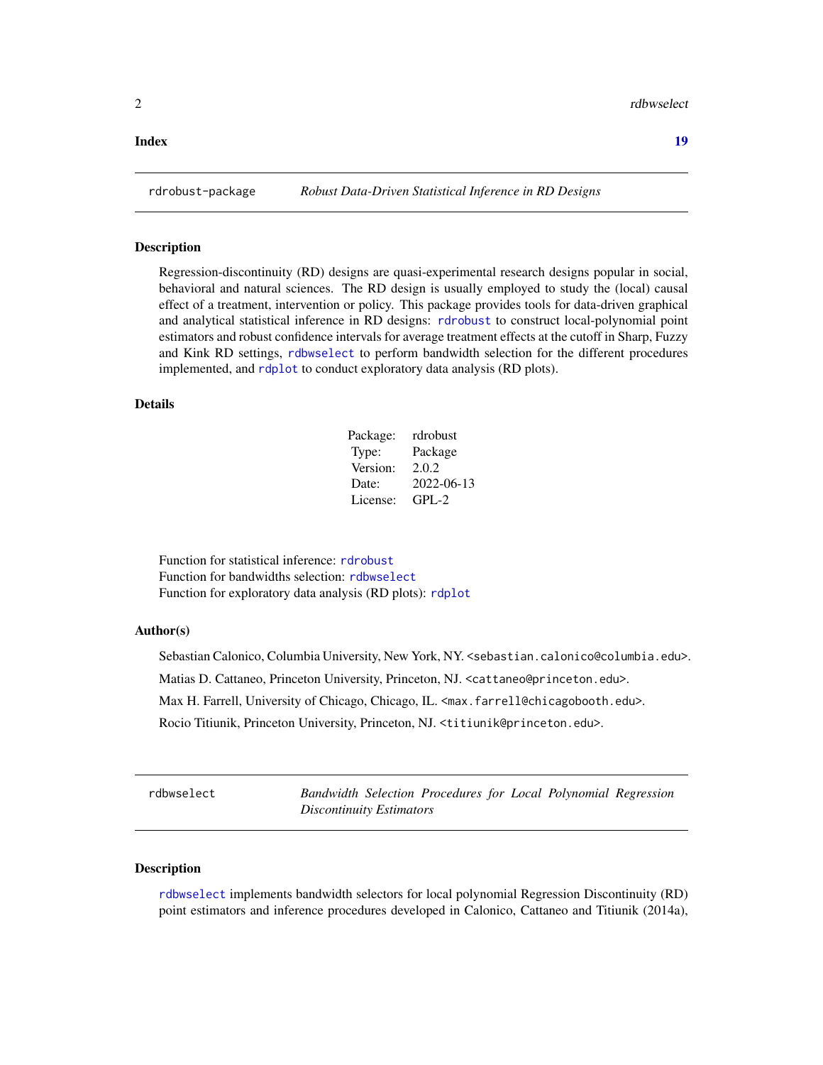**Index** **19**

## rdrobust-package — *Robust Data-Driven Statistical Inference in RD Designs*

### Description

Regression-discontinuity (RD) designs are quasi-experimental research designs popular in social, behavioral and natural sciences. The RD design is usually employed to study the (local) causal effect of a treatment, intervention or policy. This package provides tools for data-driven graphical and analytical statistical inference in RD designs: `rdrobust` to construct local-polynomial point estimators and robust confidence intervals for average treatment effects at the cutoff in Sharp, Fuzzy and Kink RD settings, `rdbwselect` to perform bandwidth selection for the different procedures implemented, and `rdplot` to conduct exploratory data analysis (RD plots).

### Details

| | |
|---|---|
| Package: | rdrobust |
| Type: | Package |
| Version: | 2.0.2 |
| Date: | 2022-06-13 |
| License: | GPL-2 |

Function for statistical inference: `rdrobust`
Function for bandwidths selection: `rdbwselect`
Function for exploratory data analysis (RD plots): `rdplot`

### Author(s)

Sebastian Calonico, Columbia University, New York, NY. <sebastian.calonico@columbia.edu>.

Matias D. Cattaneo, Princeton University, Princeton, NJ. <cattaneo@princeton.edu>.

Max H. Farrell, University of Chicago, Chicago, IL. <max.farrell@chicagobooth.edu>.

Rocio Titiunik, Princeton University, Princeton, NJ. <titiunik@princeton.edu>.

## rdbwselect — *Bandwidth Selection Procedures for Local Polynomial Regression Discontinuity Estimators*

### Description

`rdbwselect` implements bandwidth selectors for local polynomial Regression Discontinuity (RD) point estimators and inference procedures developed in Calonico, Cattaneo and Titiunik (2014a),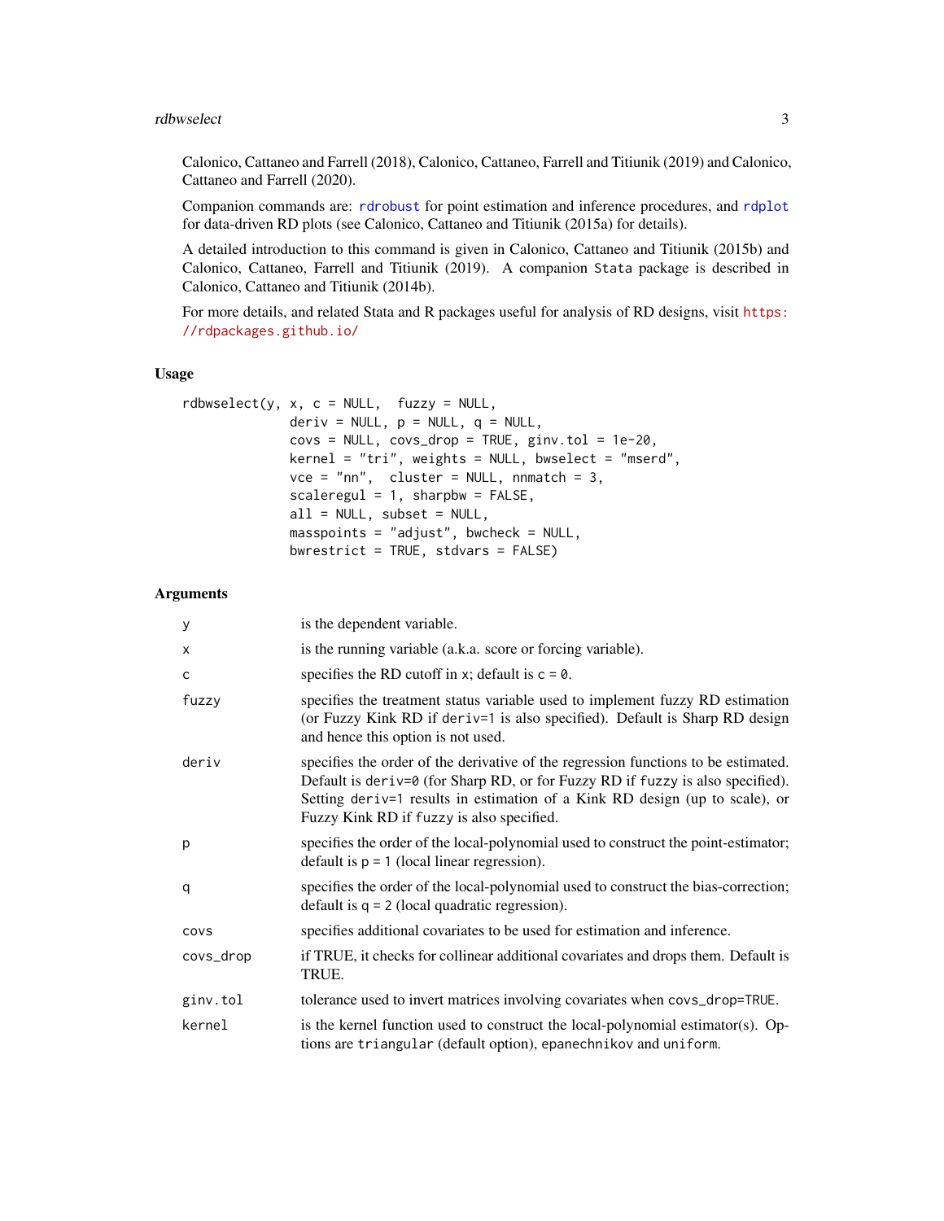Calonico, Cattaneo and Farrell (2018), Calonico, Cattaneo, Farrell and Titiunik (2019) and Calonico, Cattaneo and Farrell (2020).

Companion commands are: rdrobust for point estimation and inference procedures, and rdplot for data-driven RD plots (see Calonico, Cattaneo and Titiunik (2015a) for details).

A detailed introduction to this command is given in Calonico, Cattaneo and Titiunik (2015b) and Calonico, Cattaneo, Farrell and Titiunik (2019). A companion `Stata` package is described in Calonico, Cattaneo and Titiunik (2014b).

For more details, and related Stata and R packages useful for analysis of RD designs, visit https://rdpackages.github.io/

## Usage

```
rdbwselect(y, x, c = NULL,  fuzzy = NULL,
             deriv = NULL, p = NULL, q = NULL,
             covs = NULL, covs_drop = TRUE, ginv.tol = 1e-20,
             kernel = "tri", weights = NULL, bwselect = "mserd",
             vce = "nn",  cluster = NULL, nnmatch = 3,
             scaleregul = 1, sharpbw = FALSE,
             all = NULL, subset = NULL,
             masspoints = "adjust", bwcheck = NULL,
             bwrestrict = TRUE, stdvars = FALSE)
```

## Arguments

| | |
|---|---|
| `y` | is the dependent variable. |
| `x` | is the running variable (a.k.a. score or forcing variable). |
| `c` | specifies the RD cutoff in `x`; default is `c = 0`. |
| `fuzzy` | specifies the treatment status variable used to implement fuzzy RD estimation (or Fuzzy Kink RD if `deriv=1` is also specified). Default is Sharp RD design and hence this option is not used. |
| `deriv` | specifies the order of the derivative of the regression functions to be estimated. Default is `deriv=0` (for Sharp RD, or for Fuzzy RD if `fuzzy` is also specified). Setting `deriv=1` results in estimation of a Kink RD design (up to scale), or Fuzzy Kink RD if `fuzzy` is also specified. |
| `p` | specifies the order of the local-polynomial used to construct the point-estimator; default is `p = 1` (local linear regression). |
| `q` | specifies the order of the local-polynomial used to construct the bias-correction; default is `q = 2` (local quadratic regression). |
| `covs` | specifies additional covariates to be used for estimation and inference. |
| `covs_drop` | if TRUE, it checks for collinear additional covariates and drops them. Default is TRUE. |
| `ginv.tol` | tolerance used to invert matrices involving covariates when `covs_drop=TRUE`. |
| `kernel` | is the kernel function used to construct the local-polynomial estimator(s). Options are `triangular` (default option), `epanechnikov` and `uniform`. |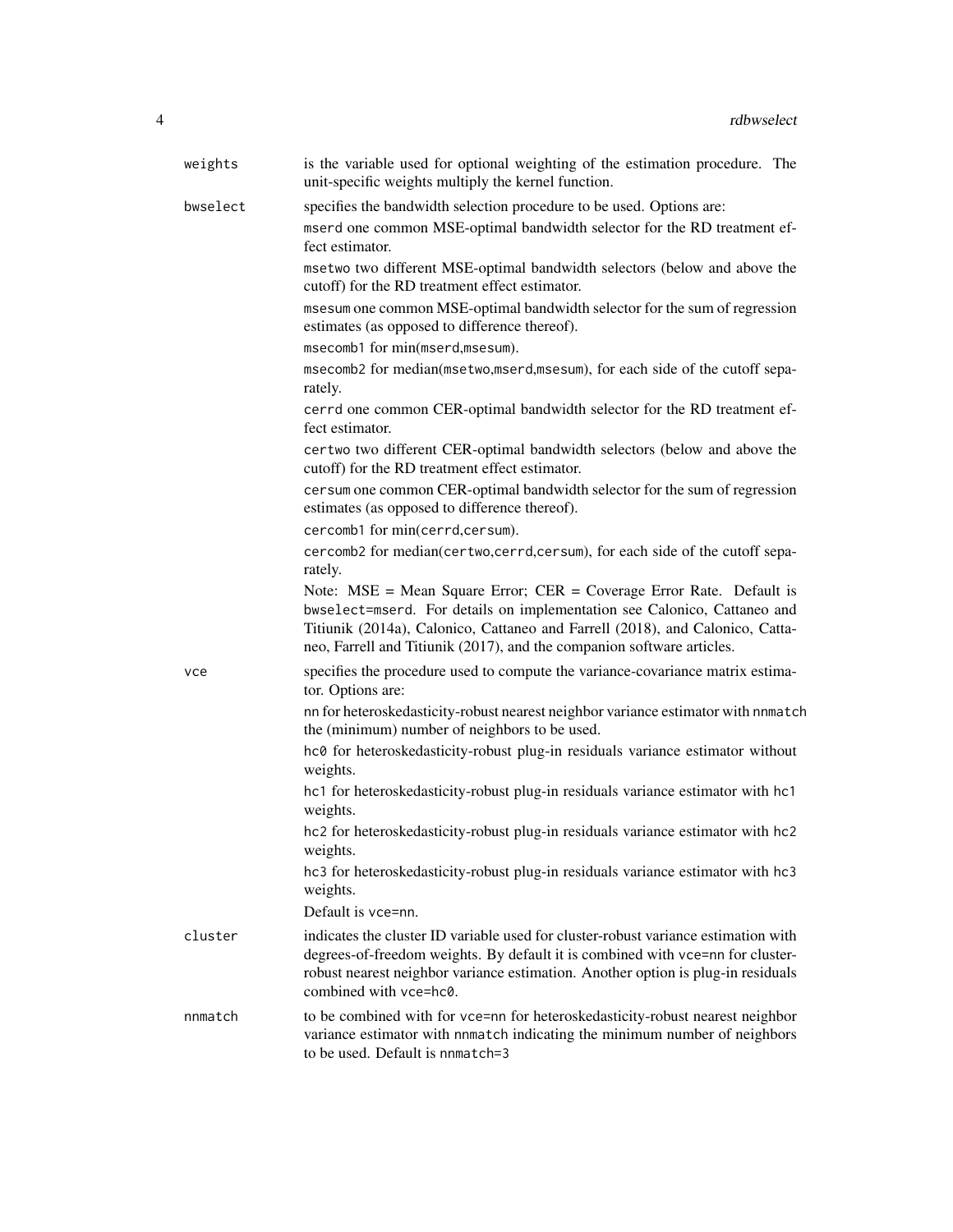`weights` is the variable used for optional weighting of the estimation procedure. The unit-specific weights multiply the kernel function.

`bwselect` specifies the bandwidth selection procedure to be used. Options are:

- `mserd` one common MSE-optimal bandwidth selector for the RD treatment effect estimator.
- `msetwo` two different MSE-optimal bandwidth selectors (below and above the cutoff) for the RD treatment effect estimator.
- `msesum` one common MSE-optimal bandwidth selector for the sum of regression estimates (as opposed to difference thereof).
- `msecomb1` for min(`mserd`,`msesum`).
- `msecomb2` for median(`msetwo`,`mserd`,`msesum`), for each side of the cutoff separately.
- `cerrd` one common CER-optimal bandwidth selector for the RD treatment effect estimator.
- `certwo` two different CER-optimal bandwidth selectors (below and above the cutoff) for the RD treatment effect estimator.
- `cersum` one common CER-optimal bandwidth selector for the sum of regression estimates (as opposed to difference thereof).
- `cercomb1` for min(`cerrd`,`cersum`).
- `cercomb2` for median(`certwo`,`cerrd`,`cersum`), for each side of the cutoff separately.

Note: MSE = Mean Square Error; CER = Coverage Error Rate. Default is `bwselect=mserd`. For details on implementation see Calonico, Cattaneo and Titiunik (2014a), Calonico, Cattaneo and Farrell (2018), and Calonico, Cattaneo, Farrell and Titiunik (2017), and the companion software articles.

`vce` specifies the procedure used to compute the variance-covariance matrix estimator. Options are:

- `nn` for heteroskedasticity-robust nearest neighbor variance estimator with `nnmatch` the (minimum) number of neighbors to be used.
- `hc0` for heteroskedasticity-robust plug-in residuals variance estimator without weights.
- `hc1` for heteroskedasticity-robust plug-in residuals variance estimator with `hc1` weights.
- `hc2` for heteroskedasticity-robust plug-in residuals variance estimator with `hc2` weights.
- `hc3` for heteroskedasticity-robust plug-in residuals variance estimator with `hc3` weights.

Default is `vce=nn`.

`cluster` indicates the cluster ID variable used for cluster-robust variance estimation with degrees-of-freedom weights. By default it is combined with `vce=nn` for cluster-robust nearest neighbor variance estimation. Another option is plug-in residuals combined with `vce=hc0`.

`nnmatch` to be combined with for `vce=nn` for heteroskedasticity-robust nearest neighbor variance estimator with `nnmatch` indicating the minimum number of neighbors to be used. Default is `nnmatch=3`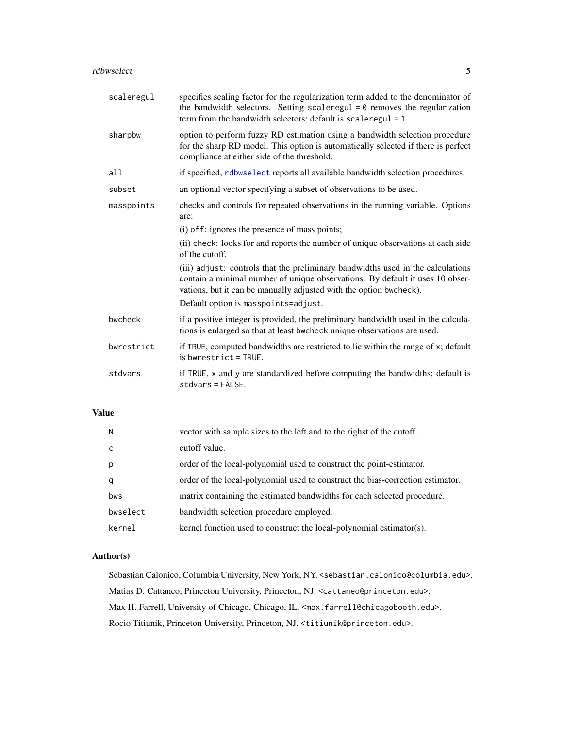| | |
|---|---|
| `scaleregul` | specifies scaling factor for the regularization term added to the denominator of the bandwidth selectors. Setting `scaleregul = 0` removes the regularization term from the bandwidth selectors; default is `scaleregul = 1`. |
| `sharpbw` | option to perform fuzzy RD estimation using a bandwidth selection procedure for the sharp RD model. This option is automatically selected if there is perfect compliance at either side of the threshold. |
| `all` | if specified, `rdbwselect` reports all available bandwidth selection procedures. |
| `subset` | an optional vector specifying a subset of observations to be used. |
| `masspoints` | checks and controls for repeated observations in the running variable. Options are:<br>(i) `off`: ignores the presence of mass points;<br>(ii) `check`: looks for and reports the number of unique observations at each side of the cutoff.<br>(iii) `adjust`: controls that the preliminary bandwidths used in the calculations contain a minimal number of unique observations. By default it uses 10 observations, but it can be manually adjusted with the option `bwcheck`).<br>Default option is `masspoints=adjust`. |
| `bwcheck` | if a positive integer is provided, the preliminary bandwidth used in the calculations is enlarged so that at least `bwcheck` unique observations are used. |
| `bwrestrict` | if `TRUE`, computed bandwidths are restricted to lie within the range of `x`; default is `bwrestrict = TRUE`. |
| `stdvars` | if `TRUE`, `x` and `y` are standardized before computing the bandwidths; default is `stdvars = FALSE`. |

## Value

| | |
|---|---|
| `N` | vector with sample sizes to the left and to the righst of the cutoff. |
| `c` | cutoff value. |
| `p` | order of the local-polynomial used to construct the point-estimator. |
| `q` | order of the local-polynomial used to construct the bias-correction estimator. |
| `bws` | matrix containing the estimated bandwidths for each selected procedure. |
| `bwselect` | bandwidth selection procedure employed. |
| `kernel` | kernel function used to construct the local-polynomial estimator(s). |

## Author(s)

Sebastian Calonico, Columbia University, New York, NY. <sebastian.calonico@columbia.edu>.

Matias D. Cattaneo, Princeton University, Princeton, NJ. <cattaneo@princeton.edu>.

Max H. Farrell, University of Chicago, Chicago, IL. <max.farrell@chicagobooth.edu>.

Rocio Titiunik, Princeton University, Princeton, NJ. <titiunik@princeton.edu>.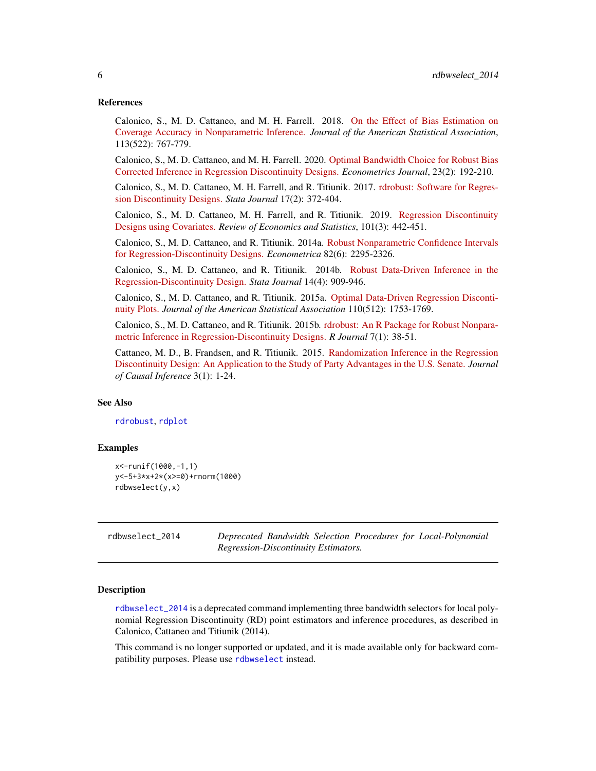### References

Calonico, S., M. D. Cattaneo, and M. H. Farrell. 2018. On the Effect of Bias Estimation on Coverage Accuracy in Nonparametric Inference. *Journal of the American Statistical Association*, 113(522): 767-779.

Calonico, S., M. D. Cattaneo, and M. H. Farrell. 2020. Optimal Bandwidth Choice for Robust Bias Corrected Inference in Regression Discontinuity Designs. *Econometrics Journal*, 23(2): 192-210.

Calonico, S., M. D. Cattaneo, M. H. Farrell, and R. Titiunik. 2017. rdrobust: Software for Regression Discontinuity Designs. *Stata Journal* 17(2): 372-404.

Calonico, S., M. D. Cattaneo, M. H. Farrell, and R. Titiunik. 2019. Regression Discontinuity Designs using Covariates. *Review of Economics and Statistics*, 101(3): 442-451.

Calonico, S., M. D. Cattaneo, and R. Titiunik. 2014a. Robust Nonparametric Confidence Intervals for Regression-Discontinuity Designs. *Econometrica* 82(6): 2295-2326.

Calonico, S., M. D. Cattaneo, and R. Titiunik. 2014b. Robust Data-Driven Inference in the Regression-Discontinuity Design. *Stata Journal* 14(4): 909-946.

Calonico, S., M. D. Cattaneo, and R. Titiunik. 2015a. Optimal Data-Driven Regression Discontinuity Plots. *Journal of the American Statistical Association* 110(512): 1753-1769.

Calonico, S., M. D. Cattaneo, and R. Titiunik. 2015b. rdrobust: An R Package for Robust Nonparametric Inference in Regression-Discontinuity Designs. *R Journal* 7(1): 38-51.

Cattaneo, M. D., B. Frandsen, and R. Titiunik. 2015. Randomization Inference in the Regression Discontinuity Design: An Application to the Study of Party Advantages in the U.S. Senate. *Journal of Causal Inference* 3(1): 1-24.

### See Also

`rdrobust`, `rdplot`

### Examples

```
x<-runif(1000,-1,1)
y<-5+3*x+2*(x>=0)+rnorm(1000)
rdbwselect(y,x)
```

---

## rdbwselect_2014 — *Deprecated Bandwidth Selection Procedures for Local-Polynomial Regression-Discontinuity Estimators.*

---

### Description

`rdbwselect_2014` is a deprecated command implementing three bandwidth selectors for local polynomial Regression Discontinuity (RD) point estimators and inference procedures, as described in Calonico, Cattaneo and Titiunik (2014).

This command is no longer supported or updated, and it is made available only for backward compatibility purposes. Please use `rdbwselect` instead.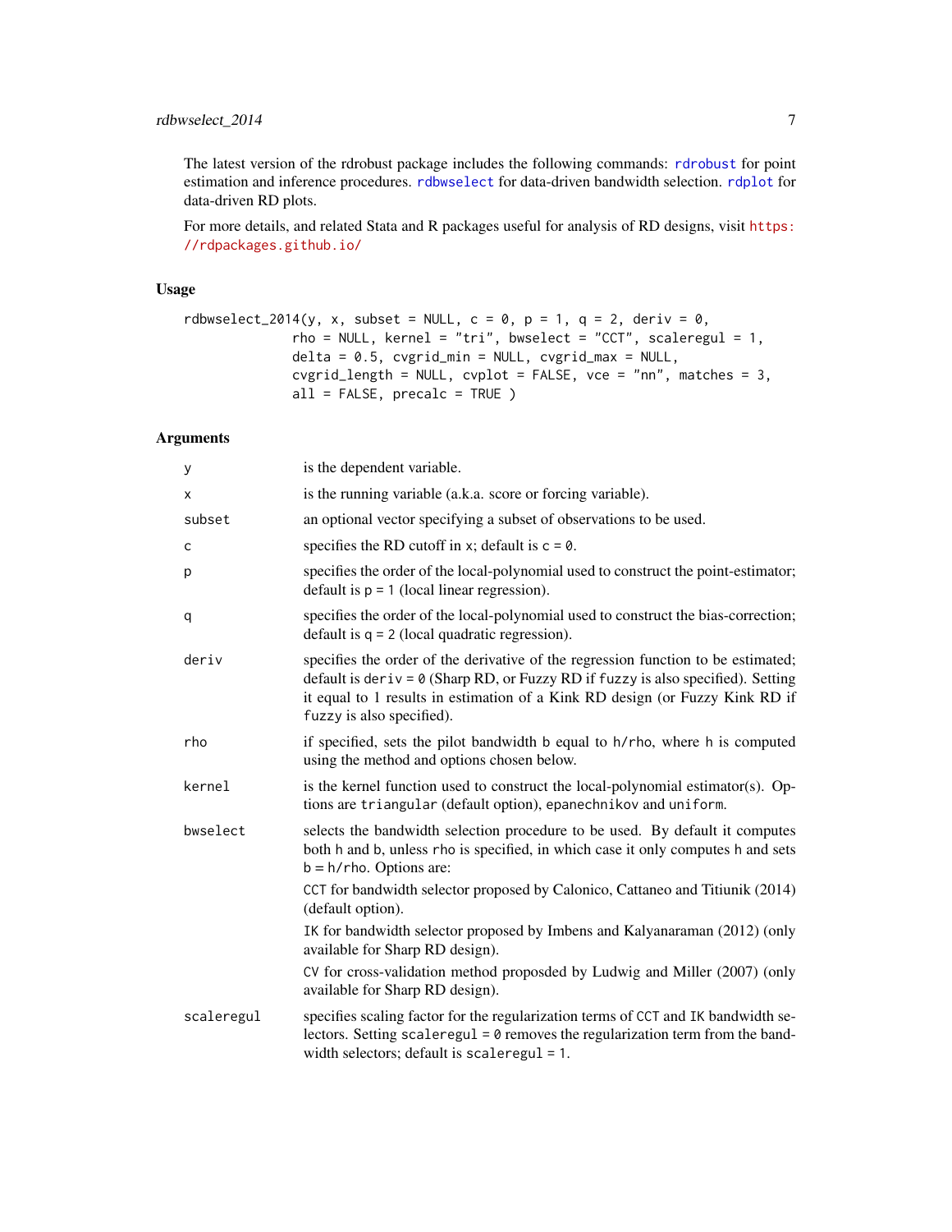The latest version of the rdrobust package includes the following commands: `rdrobust` for point estimation and inference procedures. `rdbwselect` for data-driven bandwidth selection. `rdplot` for data-driven RD plots.

For more details, and related Stata and R packages useful for analysis of RD designs, visit https://rdpackages.github.io/

## Usage

```
rdbwselect_2014(y, x, subset = NULL, c = 0, p = 1, q = 2, deriv = 0,
              rho = NULL, kernel = "tri", bwselect = "CCT", scaleregul = 1,
              delta = 0.5, cvgrid_min = NULL, cvgrid_max = NULL,
              cvgrid_length = NULL, cvplot = FALSE, vce = "nn", matches = 3,
              all = FALSE, precalc = TRUE )
```

## Arguments

| | |
|---|---|
| `y` | is the dependent variable. |
| `x` | is the running variable (a.k.a. score or forcing variable). |
| `subset` | an optional vector specifying a subset of observations to be used. |
| `c` | specifies the RD cutoff in `x`; default is `c = 0`. |
| `p` | specifies the order of the local-polynomial used to construct the point-estimator; default is `p = 1` (local linear regression). |
| `q` | specifies the order of the local-polynomial used to construct the bias-correction; default is `q = 2` (local quadratic regression). |
| `deriv` | specifies the order of the derivative of the regression function to be estimated; default is `deriv = 0` (Sharp RD, or Fuzzy RD if `fuzzy` is also specified). Setting it equal to 1 results in estimation of a Kink RD design (or Fuzzy Kink RD if `fuzzy` is also specified). |
| `rho` | if specified, sets the pilot bandwidth `b` equal to `h/rho`, where `h` is computed using the method and options chosen below. |
| `kernel` | is the kernel function used to construct the local-polynomial estimator(s). Options are `triangular` (default option), `epanechnikov` and `uniform`. |
| `bwselect` | selects the bandwidth selection procedure to be used. By default it computes both `h` and `b`, unless `rho` is specified, in which case it only computes `h` and sets `b = h/rho`. Options are:<br>`CCT` for bandwidth selector proposed by Calonico, Cattaneo and Titiunik (2014) (default option).<br>`IK` for bandwidth selector proposed by Imbens and Kalyanaraman (2012) (only available for Sharp RD design).<br>`CV` for cross-validation method proposded by Ludwig and Miller (2007) (only available for Sharp RD design). |
| `scaleregul` | specifies scaling factor for the regularization terms of `CCT` and `IK` bandwidth selectors. Setting `scaleregul = 0` removes the regularization term from the bandwidth selectors; default is `scaleregul = 1`. |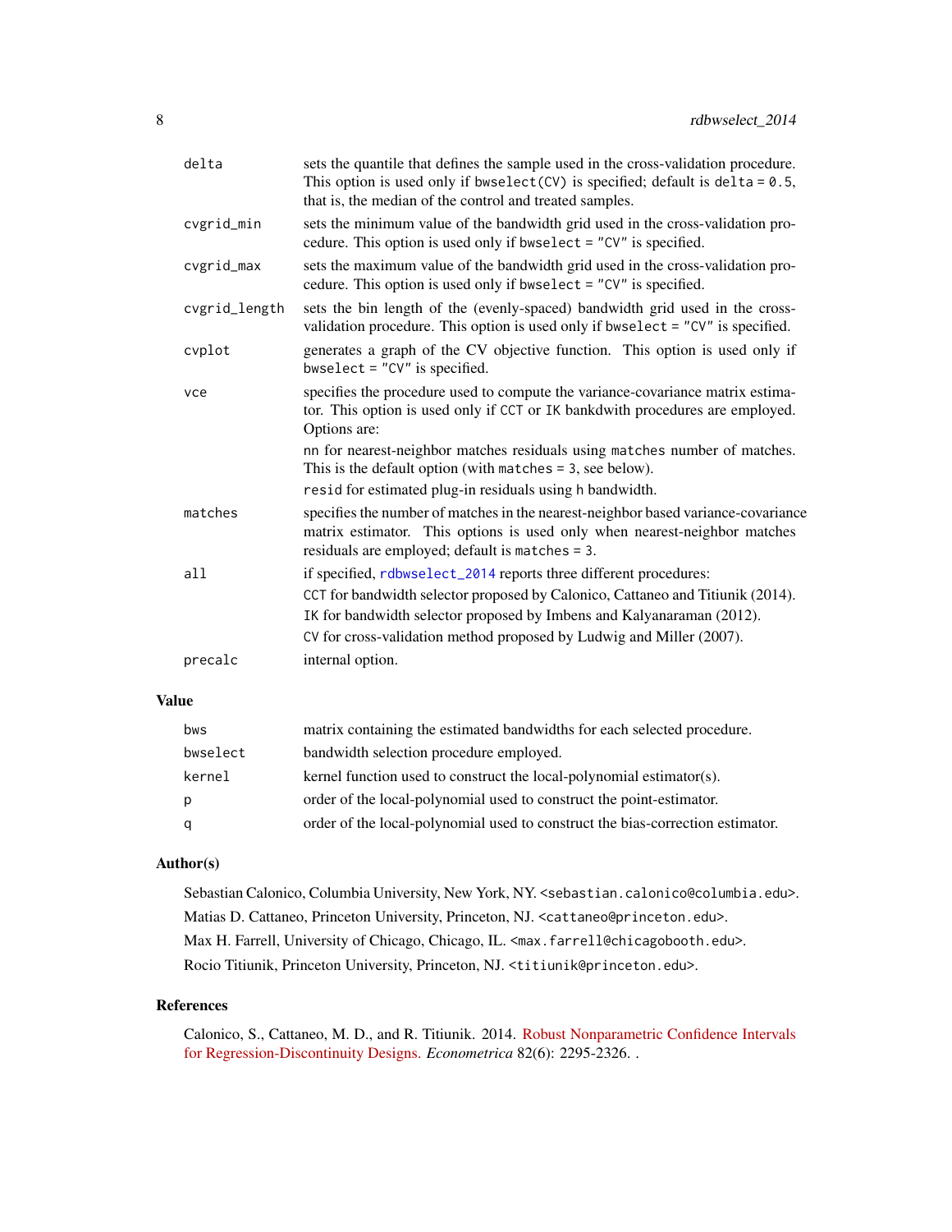| | |
|---|---|
| `delta` | sets the quantile that defines the sample used in the cross-validation procedure. This option is used only if `bwselect(CV)` is specified; default is `delta = 0.5`, that is, the median of the control and treated samples. |
| `cvgrid_min` | sets the minimum value of the bandwidth grid used in the cross-validation procedure. This option is used only if `bwselect = "CV"` is specified. |
| `cvgrid_max` | sets the maximum value of the bandwidth grid used in the cross-validation procedure. This option is used only if `bwselect = "CV"` is specified. |
| `cvgrid_length` | sets the bin length of the (evenly-spaced) bandwidth grid used in the cross-validation procedure. This option is used only if `bwselect = "CV"` is specified. |
| `cvplot` | generates a graph of the CV objective function. This option is used only if `bwselect = "CV"` is specified. |
| `vce` | specifies the procedure used to compute the variance-covariance matrix estimator. This option is used only if `CCT` or `IK` bankdwith procedures are employed. Options are:<br>`nn` for nearest-neighbor matches residuals using `matches` number of matches. This is the default option (with `matches = 3`, see below).<br>`resid` for estimated plug-in residuals using `h` bandwidth. |
| `matches` | specifies the number of matches in the nearest-neighbor based variance-covariance matrix estimator. This options is used only when nearest-neighbor matches residuals are employed; default is `matches = 3`. |
| `all` | if specified, `rdbwselect_2014` reports three different procedures:<br>`CCT` for bandwidth selector proposed by Calonico, Cattaneo and Titiunik (2014).<br>`IK` for bandwidth selector proposed by Imbens and Kalyanaraman (2012).<br>`CV` for cross-validation method proposed by Ludwig and Miller (2007). |
| `precalc` | internal option. |

## Value

| | |
|---|---|
| `bws` | matrix containing the estimated bandwidths for each selected procedure. |
| `bwselect` | bandwidth selection procedure employed. |
| `kernel` | kernel function used to construct the local-polynomial estimator(s). |
| `p` | order of the local-polynomial used to construct the point-estimator. |
| `q` | order of the local-polynomial used to construct the bias-correction estimator. |

## Author(s)

Sebastian Calonico, Columbia University, New York, NY. <sebastian.calonico@columbia.edu>.

Matias D. Cattaneo, Princeton University, Princeton, NJ. <cattaneo@princeton.edu>.

Max H. Farrell, University of Chicago, Chicago, IL. <max.farrell@chicagobooth.edu>.

Rocio Titiunik, Princeton University, Princeton, NJ. <titiunik@princeton.edu>.

## References

Calonico, S., Cattaneo, M. D., and R. Titiunik. 2014. Robust Nonparametric Confidence Intervals for Regression-Discontinuity Designs. *Econometrica* 82(6): 2295-2326. .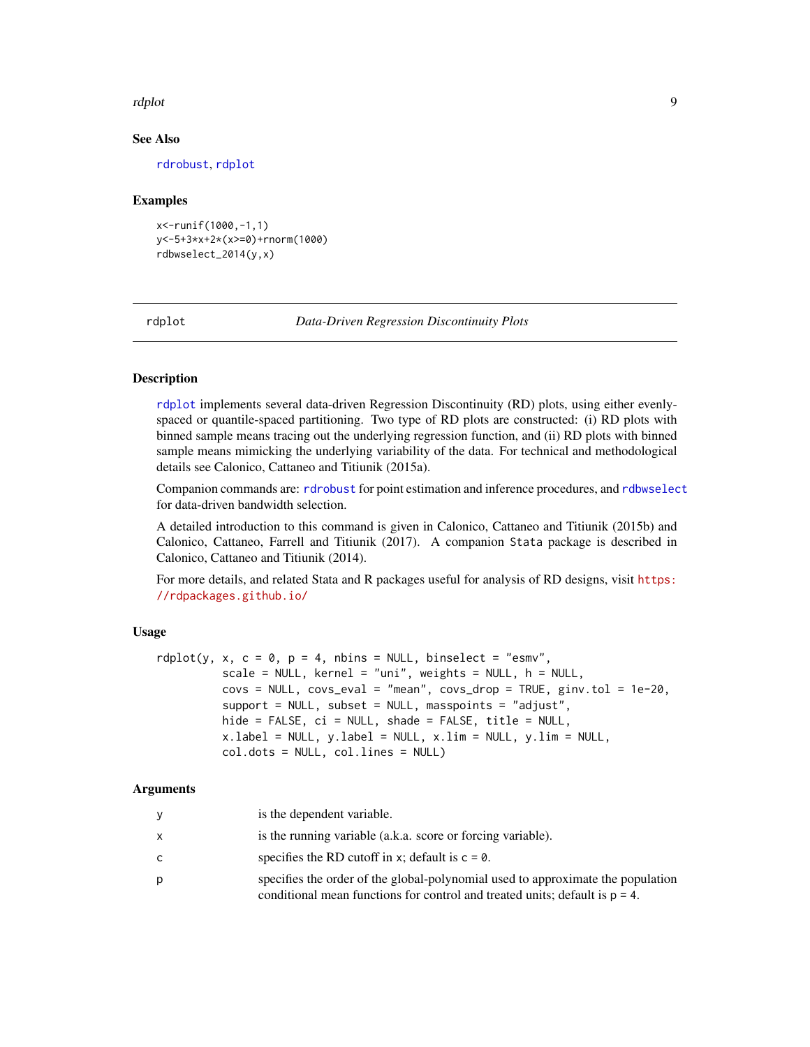## See Also

rdrobust, rdplot

## Examples

```
x<-runif(1000,-1,1)
y<-5+3*x+2*(x>=0)+rnorm(1000)
rdbwselect_2014(y,x)
```

---

rdplot *Data-Driven Regression Discontinuity Plots*

---

## Description

rdplot implements several data-driven Regression Discontinuity (RD) plots, using either evenly-spaced or quantile-spaced partitioning. Two type of RD plots are constructed: (i) RD plots with binned sample means tracing out the underlying regression function, and (ii) RD plots with binned sample means mimicking the underlying variability of the data. For technical and methodological details see Calonico, Cattaneo and Titiunik (2015a).

Companion commands are: rdrobust for point estimation and inference procedures, and rdbwselect for data-driven bandwidth selection.

A detailed introduction to this command is given in Calonico, Cattaneo and Titiunik (2015b) and Calonico, Cattaneo, Farrell and Titiunik (2017). A companion Stata package is described in Calonico, Cattaneo and Titiunik (2014).

For more details, and related Stata and R packages useful for analysis of RD designs, visit https://rdpackages.github.io/

## Usage

```
rdplot(y, x, c = 0, p = 4, nbins = NULL, binselect = "esmv",
          scale = NULL, kernel = "uni", weights = NULL, h = NULL,
          covs = NULL, covs_eval = "mean", covs_drop = TRUE, ginv.tol = 1e-20,
          support = NULL, subset = NULL, masspoints = "adjust",
          hide = FALSE, ci = NULL, shade = FALSE, title = NULL,
          x.label = NULL, y.label = NULL, x.lim = NULL, y.lim = NULL,
          col.dots = NULL, col.lines = NULL)
```

## Arguments

- y: is the dependent variable.
- x: is the running variable (a.k.a. score or forcing variable).
- c: specifies the RD cutoff in x; default is c = 0.
- p: specifies the order of the global-polynomial used to approximate the population conditional mean functions for control and treated units; default is p = 4.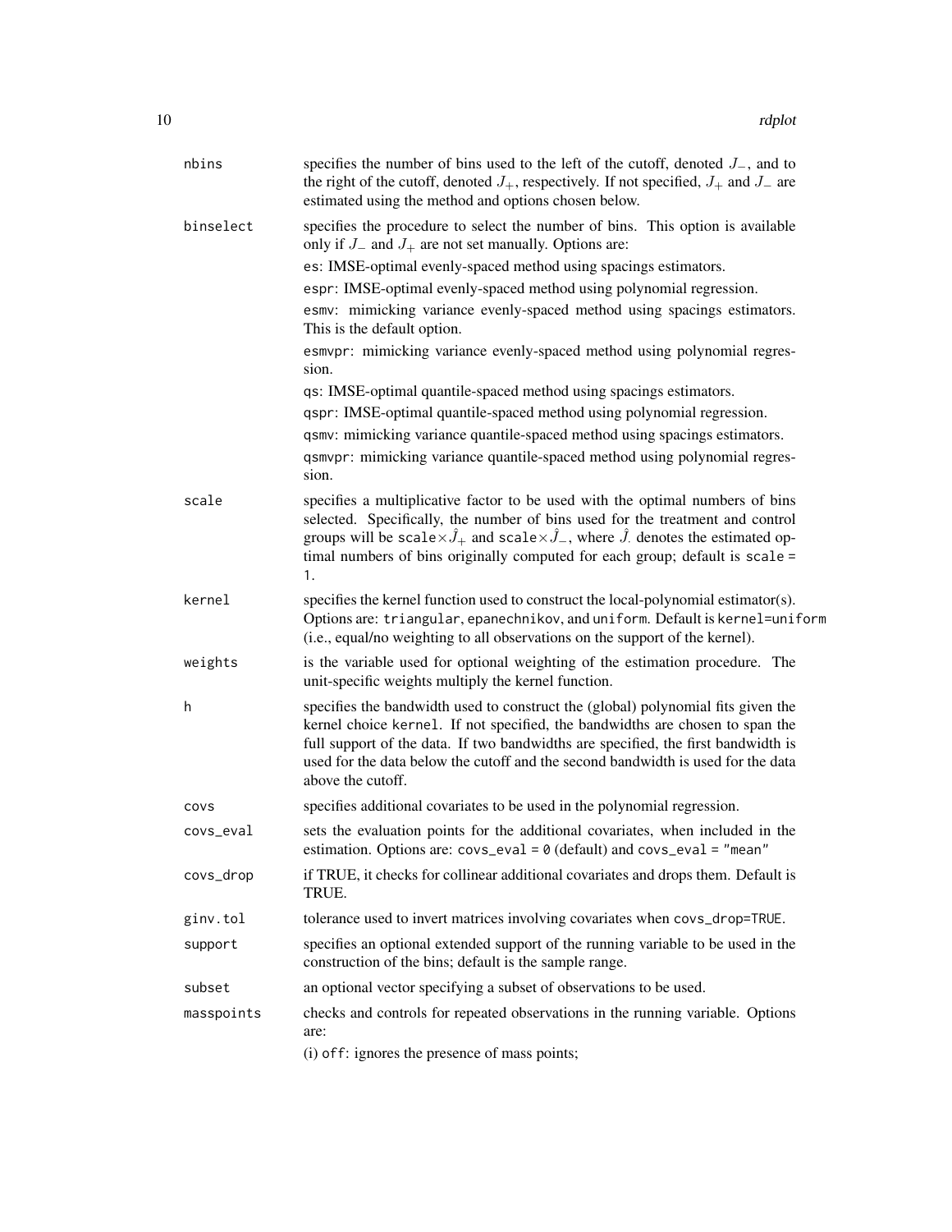`nbins`
: specifies the number of bins used to the left of the cutoff, denoted $J_-$, and to the right of the cutoff, denoted $J_+$, respectively. If not specified, $J_+$ and $J_-$ are estimated using the method and options chosen below.

`binselect`
: specifies the procedure to select the number of bins. This option is available only if $J_-$ and $J_+$ are not set manually. Options are:
  - `es`: IMSE-optimal evenly-spaced method using spacings estimators.
  - `espr`: IMSE-optimal evenly-spaced method using polynomial regression.
  - `esmv`: mimicking variance evenly-spaced method using spacings estimators. This is the default option.
  - `esmvpr`: mimicking variance evenly-spaced method using polynomial regression.
  - `qs`: IMSE-optimal quantile-spaced method using spacings estimators.
  - `qspr`: IMSE-optimal quantile-spaced method using polynomial regression.
  - `qsmv`: mimicking variance quantile-spaced method using spacings estimators.
  - `qsmvpr`: mimicking variance quantile-spaced method using polynomial regression.

`scale`
: specifies a multiplicative factor to be used with the optimal numbers of bins selected. Specifically, the number of bins used for the treatment and control groups will be `scale`$\times\hat{J}_+$ and `scale`$\times\hat{J}_-$, where $\hat{J}_\cdot$ denotes the estimated optimal numbers of bins originally computed for each group; default is `scale = 1`.

`kernel`
: specifies the kernel function used to construct the local-polynomial estimator(s). Options are: `triangular`, `epanechnikov`, and `uniform`. Default is `kernel=uniform` (i.e., equal/no weighting to all observations on the support of the kernel).

`weights`
: is the variable used for optional weighting of the estimation procedure. The unit-specific weights multiply the kernel function.

`h`
: specifies the bandwidth used to construct the (global) polynomial fits given the kernel choice `kernel`. If not specified, the bandwidths are chosen to span the full support of the data. If two bandwidths are specified, the first bandwidth is used for the data below the cutoff and the second bandwidth is used for the data above the cutoff.

`covs`
: specifies additional covariates to be used in the polynomial regression.

`covs_eval`
: sets the evaluation points for the additional covariates, when included in the estimation. Options are: `covs_eval = 0` (default) and `covs_eval = "mean"`

`covs_drop`
: if TRUE, it checks for collinear additional covariates and drops them. Default is TRUE.

`ginv.tol`
: tolerance used to invert matrices involving covariates when `covs_drop=TRUE`.

`support`
: specifies an optional extended support of the running variable to be used in the construction of the bins; default is the sample range.

`subset`
: an optional vector specifying a subset of observations to be used.

`masspoints`
: checks and controls for repeated observations in the running variable. Options are:
  (i) `off`: ignores the presence of mass points;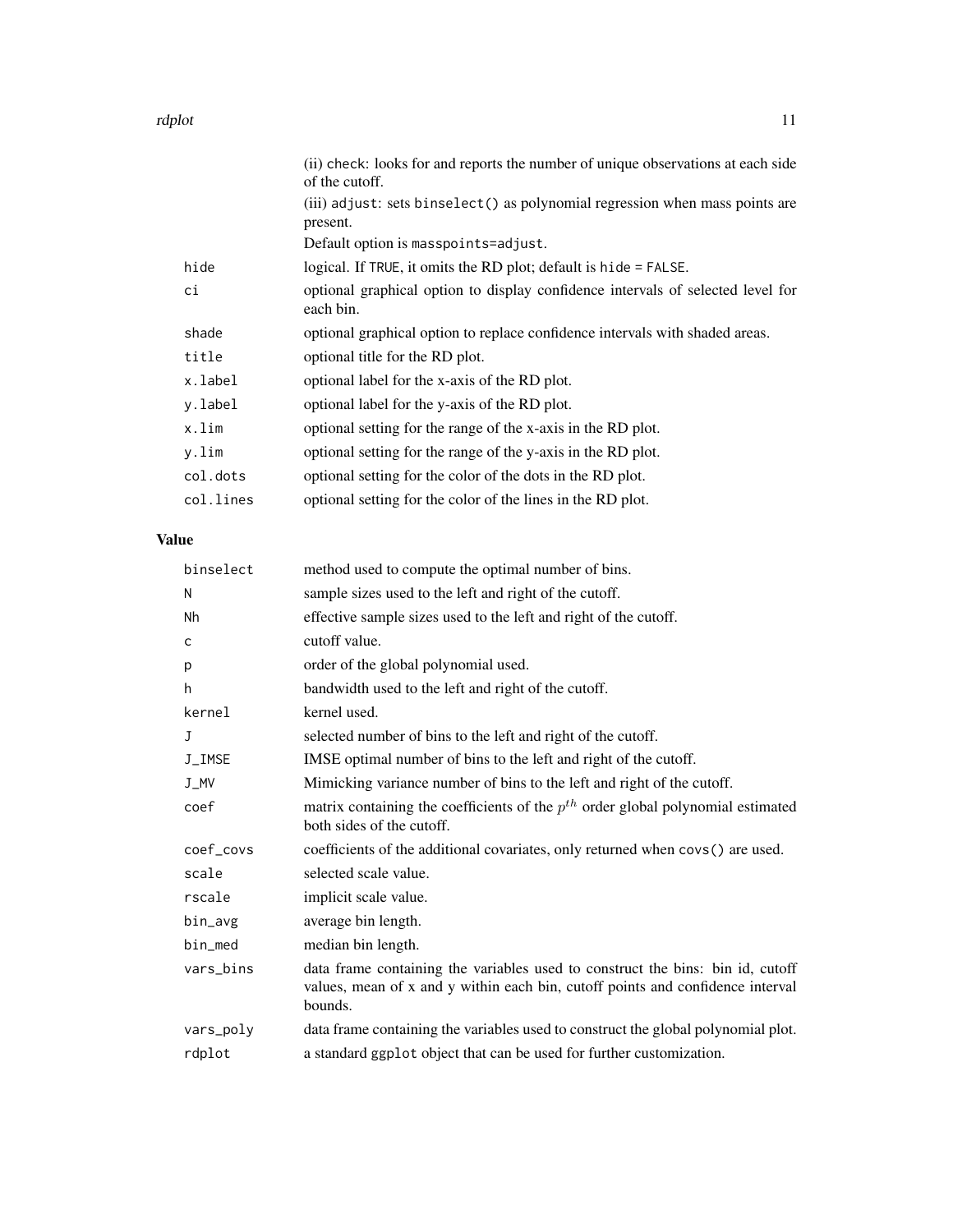|  |  |
|---|---|
|  | (ii) `check`: looks for and reports the number of unique observations at each side of the cutoff. |
|  | (iii) `adjust`: sets `binselect()` as polynomial regression when mass points are present. |
|  | Default option is `masspoints=adjust`. |
| `hide` | logical. If `TRUE`, it omits the RD plot; default is `hide = FALSE`. |
| `ci` | optional graphical option to display confidence intervals of selected level for each bin. |
| `shade` | optional graphical option to replace confidence intervals with shaded areas. |
| `title` | optional title for the RD plot. |
| `x.label` | optional label for the x-axis of the RD plot. |
| `y.label` | optional label for the y-axis of the RD plot. |
| `x.lim` | optional setting for the range of the x-axis in the RD plot. |
| `y.lim` | optional setting for the range of the y-axis in the RD plot. |
| `col.dots` | optional setting for the color of the dots in the RD plot. |
| `col.lines` | optional setting for the color of the lines in the RD plot. |

## Value

|  |  |
|---|---|
| `binselect` | method used to compute the optimal number of bins. |
| `N` | sample sizes used to the left and right of the cutoff. |
| `Nh` | effective sample sizes used to the left and right of the cutoff. |
| `c` | cutoff value. |
| `p` | order of the global polynomial used. |
| `h` | bandwidth used to the left and right of the cutoff. |
| `kernel` | kernel used. |
| `J` | selected number of bins to the left and right of the cutoff. |
| `J_IMSE` | IMSE optimal number of bins to the left and right of the cutoff. |
| `J_MV` | Mimicking variance number of bins to the left and right of the cutoff. |
| `coef` | matrix containing the coefficients of the $p^{th}$ order global polynomial estimated both sides of the cutoff. |
| `coef_covs` | coefficients of the additional covariates, only returned when `covs()` are used. |
| `scale` | selected scale value. |
| `rscale` | implicit scale value. |
| `bin_avg` | average bin length. |
| `bin_med` | median bin length. |
| `vars_bins` | data frame containing the variables used to construct the bins: bin id, cutoff values, mean of x and y within each bin, cutoff points and confidence interval bounds. |
| `vars_poly` | data frame containing the variables used to construct the global polynomial plot. |
| `rdplot` | a standard `ggplot` object that can be used for further customization. |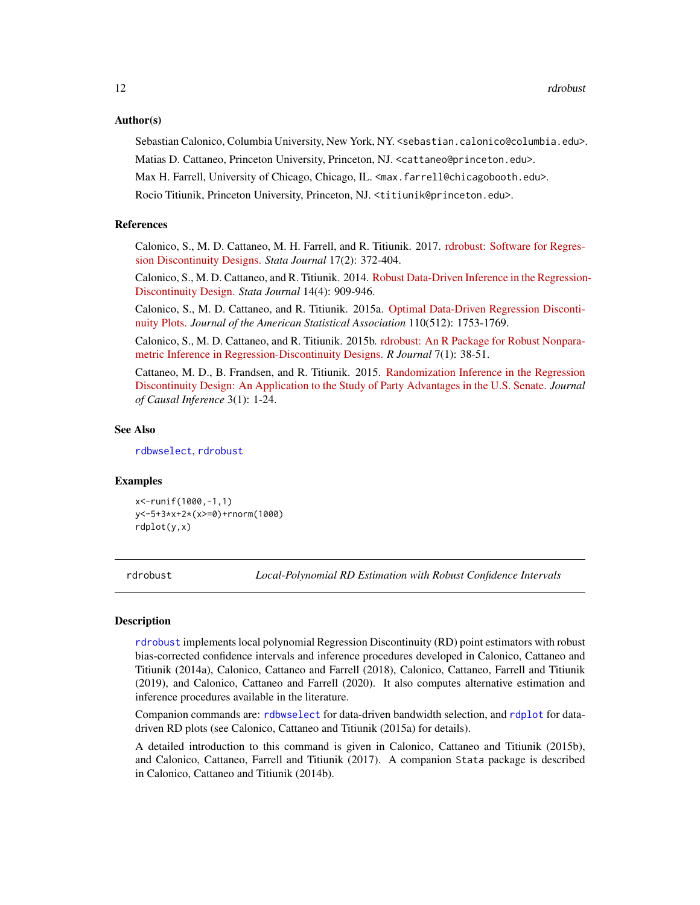### Author(s)

Sebastian Calonico, Columbia University, New York, NY. <sebastian.calonico@columbia.edu>.

Matias D. Cattaneo, Princeton University, Princeton, NJ. <cattaneo@princeton.edu>.

Max H. Farrell, University of Chicago, Chicago, IL. <max.farrell@chicagobooth.edu>.

Rocio Titiunik, Princeton University, Princeton, NJ. <titiunik@princeton.edu>.

### References

Calonico, S., M. D. Cattaneo, M. H. Farrell, and R. Titiunik. 2017. rdrobust: Software for Regression Discontinuity Designs. *Stata Journal* 17(2): 372-404.

Calonico, S., M. D. Cattaneo, and R. Titiunik. 2014. Robust Data-Driven Inference in the Regression-Discontinuity Design. *Stata Journal* 14(4): 909-946.

Calonico, S., M. D. Cattaneo, and R. Titiunik. 2015a. Optimal Data-Driven Regression Discontinuity Plots. *Journal of the American Statistical Association* 110(512): 1753-1769.

Calonico, S., M. D. Cattaneo, and R. Titiunik. 2015b. rdrobust: An R Package for Robust Nonparametric Inference in Regression-Discontinuity Designs. *R Journal* 7(1): 38-51.

Cattaneo, M. D., B. Frandsen, and R. Titiunik. 2015. Randomization Inference in the Regression Discontinuity Design: An Application to the Study of Party Advantages in the U.S. Senate. *Journal of Causal Inference* 3(1): 1-24.

### See Also

rdbwselect, rdrobust

### Examples

```
x<-runif(1000,-1,1)
y<-5+3*x+2*(x>=0)+rnorm(1000)
rdplot(y,x)
```

---

## rdrobust — *Local-Polynomial RD Estimation with Robust Confidence Intervals*

### Description

rdrobust implements local polynomial Regression Discontinuity (RD) point estimators with robust bias-corrected confidence intervals and inference procedures developed in Calonico, Cattaneo and Titiunik (2014a), Calonico, Cattaneo and Farrell (2018), Calonico, Cattaneo, Farrell and Titiunik (2019), and Calonico, Cattaneo and Farrell (2020). It also computes alternative estimation and inference procedures available in the literature.

Companion commands are: rdbwselect for data-driven bandwidth selection, and rdplot for data-driven RD plots (see Calonico, Cattaneo and Titiunik (2015a) for details).

A detailed introduction to this command is given in Calonico, Cattaneo and Titiunik (2015b), and Calonico, Cattaneo, Farrell and Titiunik (2017). A companion Stata package is described in Calonico, Cattaneo and Titiunik (2014b).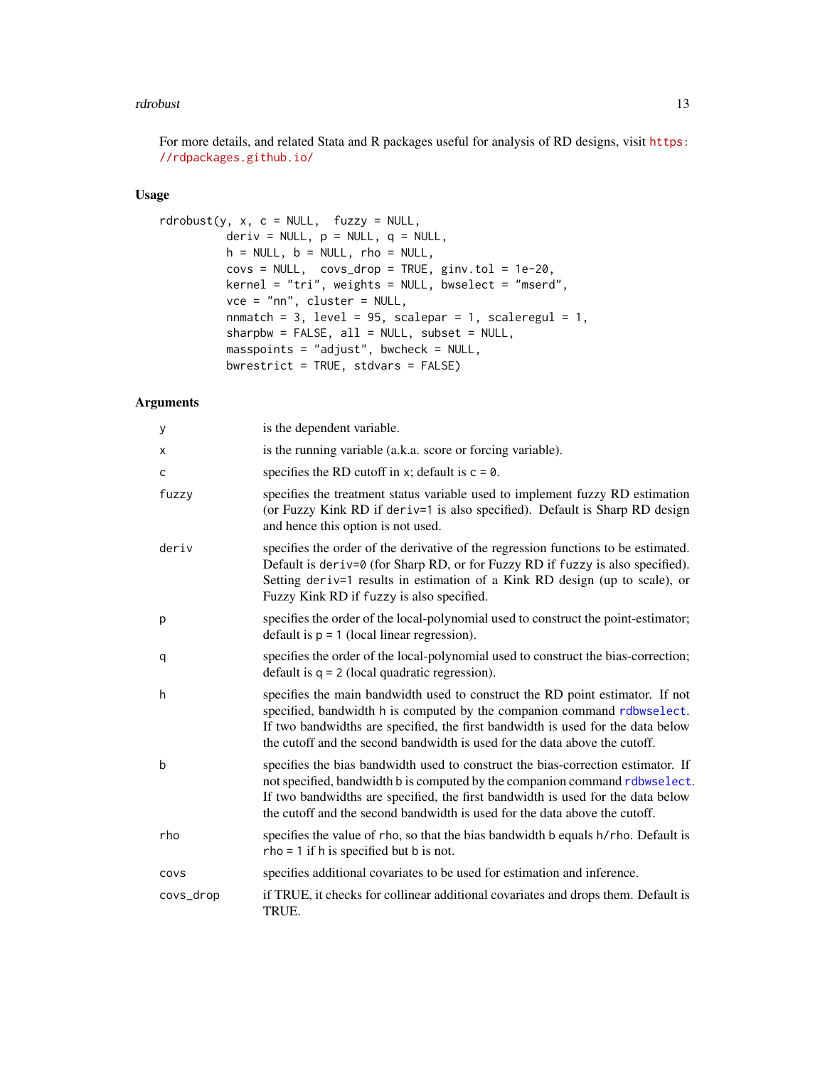For more details, and related Stata and R packages useful for analysis of RD designs, visit https://rdpackages.github.io/

## Usage

```
rdrobust(y, x, c = NULL,  fuzzy = NULL,
         deriv = NULL, p = NULL, q = NULL,
         h = NULL, b = NULL, rho = NULL,
         covs = NULL,  covs_drop = TRUE, ginv.tol = 1e-20,
         kernel = "tri", weights = NULL, bwselect = "mserd",
         vce = "nn", cluster = NULL,
         nnmatch = 3, level = 95, scalepar = 1, scaleregul = 1,
         sharpbw = FALSE, all = NULL, subset = NULL,
         masspoints = "adjust", bwcheck = NULL,
         bwrestrict = TRUE, stdvars = FALSE)
```

## Arguments

| | |
|---|---|
| `y` | is the dependent variable. |
| `x` | is the running variable (a.k.a. score or forcing variable). |
| `c` | specifies the RD cutoff in `x`; default is `c = 0`. |
| `fuzzy` | specifies the treatment status variable used to implement fuzzy RD estimation (or Fuzzy Kink RD if `deriv=1` is also specified). Default is Sharp RD design and hence this option is not used. |
| `deriv` | specifies the order of the derivative of the regression functions to be estimated. Default is `deriv=0` (for Sharp RD, or for Fuzzy RD if `fuzzy` is also specified). Setting `deriv=1` results in estimation of a Kink RD design (up to scale), or Fuzzy Kink RD if `fuzzy` is also specified. |
| `p` | specifies the order of the local-polynomial used to construct the point-estimator; default is `p = 1` (local linear regression). |
| `q` | specifies the order of the local-polynomial used to construct the bias-correction; default is `q = 2` (local quadratic regression). |
| `h` | specifies the main bandwidth used to construct the RD point estimator. If not specified, bandwidth `h` is computed by the companion command `rdbwselect`. If two bandwidths are specified, the first bandwidth is used for the data below the cutoff and the second bandwidth is used for the data above the cutoff. |
| `b` | specifies the bias bandwidth used to construct the bias-correction estimator. If not specified, bandwidth `b` is computed by the companion command `rdbwselect`. If two bandwidths are specified, the first bandwidth is used for the data below the cutoff and the second bandwidth is used for the data above the cutoff. |
| `rho` | specifies the value of `rho`, so that the bias bandwidth `b` equals `h/rho`. Default is `rho = 1` if `h` is specified but `b` is not. |
| `covs` | specifies additional covariates to be used for estimation and inference. |
| `covs_drop` | if TRUE, it checks for collinear additional covariates and drops them. Default is TRUE. |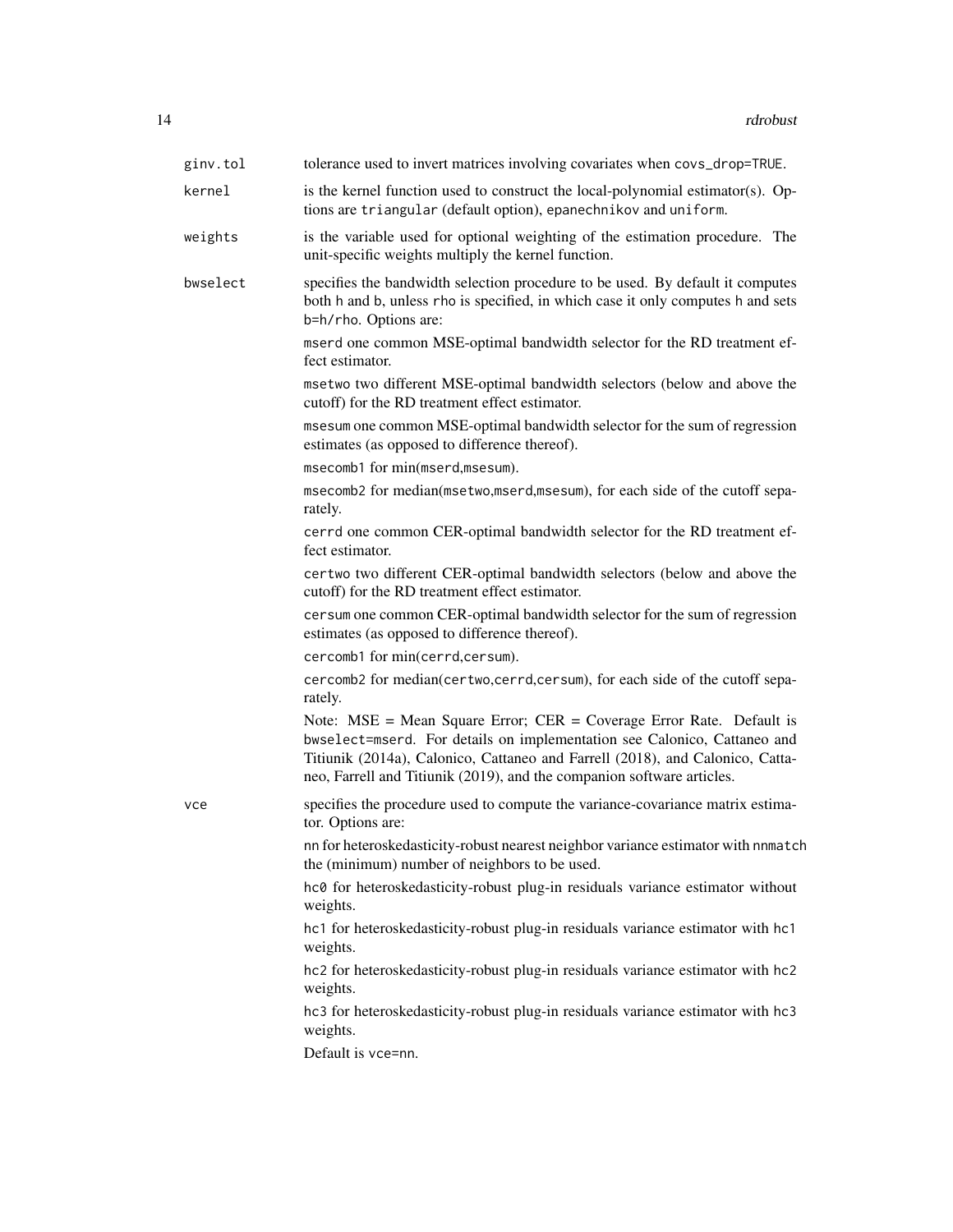`ginv.tol`
: tolerance used to invert matrices involving covariates when `covs_drop=TRUE`.

`kernel`
: is the kernel function used to construct the local-polynomial estimator(s). Options are `triangular` (default option), `epanechnikov` and `uniform`.

`weights`
: is the variable used for optional weighting of the estimation procedure. The unit-specific weights multiply the kernel function.

`bwselect`
: specifies the bandwidth selection procedure to be used. By default it computes both `h` and `b`, unless `rho` is specified, in which case it only computes `h` and sets `b=h/rho`. Options are:

  `mserd` one common MSE-optimal bandwidth selector for the RD treatment effect estimator.

  `msetwo` two different MSE-optimal bandwidth selectors (below and above the cutoff) for the RD treatment effect estimator.

  `msesum` one common MSE-optimal bandwidth selector for the sum of regression estimates (as opposed to difference thereof).

  `msecomb1` for `min(mserd,msesum)`.

  `msecomb2` for `median(msetwo,mserd,msesum)`, for each side of the cutoff separately.

  `cerrd` one common CER-optimal bandwidth selector for the RD treatment effect estimator.

  `certwo` two different CER-optimal bandwidth selectors (below and above the cutoff) for the RD treatment effect estimator.

  `cersum` one common CER-optimal bandwidth selector for the sum of regression estimates (as opposed to difference thereof).

  `cercomb1` for `min(cerrd,cersum)`.

  `cercomb2` for `median(certwo,cerrd,cersum)`, for each side of the cutoff separately.

  Note: MSE = Mean Square Error; CER = Coverage Error Rate. Default is `bwselect=mserd`. For details on implementation see Calonico, Cattaneo and Titiunik (2014a), Calonico, Cattaneo and Farrell (2018), and Calonico, Cattaneo, Farrell and Titiunik (2019), and the companion software articles.

`vce`
: specifies the procedure used to compute the variance-covariance matrix estimator. Options are:

  `nn` for heteroskedasticity-robust nearest neighbor variance estimator with `nnmatch` the (minimum) number of neighbors to be used.

  `hc0` for heteroskedasticity-robust plug-in residuals variance estimator without weights.

  `hc1` for heteroskedasticity-robust plug-in residuals variance estimator with `hc1` weights.

  `hc2` for heteroskedasticity-robust plug-in residuals variance estimator with `hc2` weights.

  `hc3` for heteroskedasticity-robust plug-in residuals variance estimator with `hc3` weights.

  Default is `vce=nn`.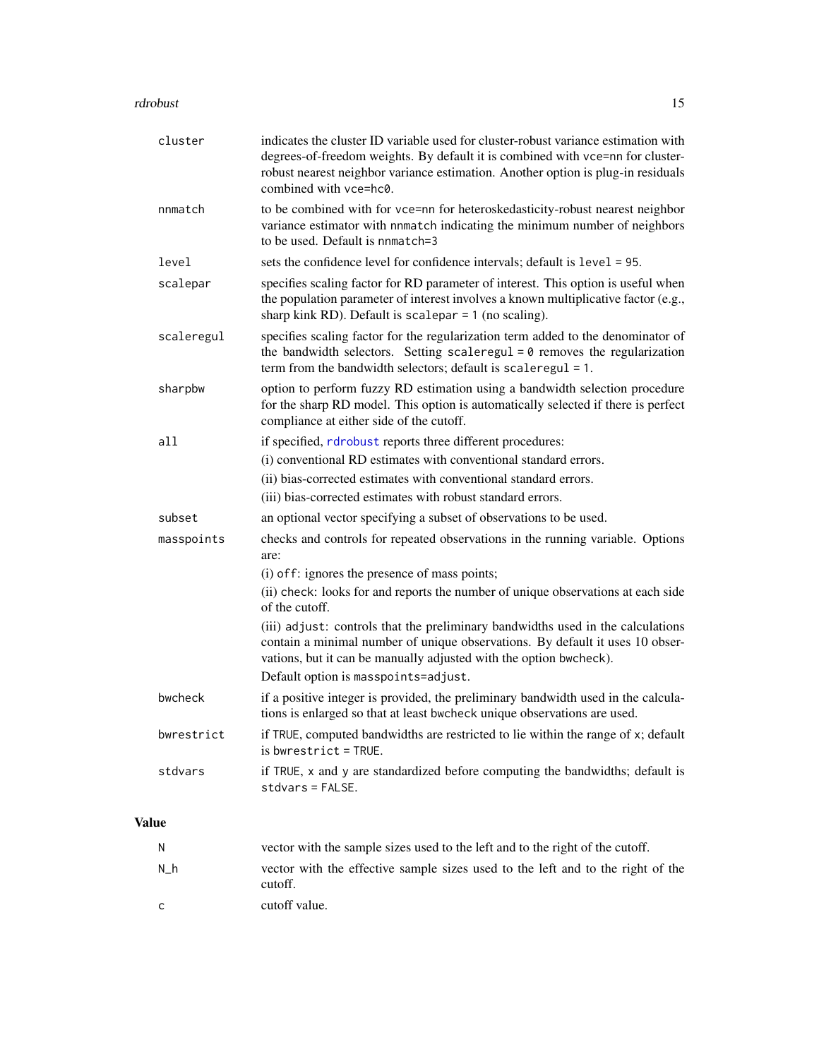cluster
: indicates the cluster ID variable used for cluster-robust variance estimation with degrees-of-freedom weights. By default it is combined with `vce=nn` for cluster-robust nearest neighbor variance estimation. Another option is plug-in residuals combined with `vce=hc0`.

nnmatch
: to be combined with for `vce=nn` for heteroskedasticity-robust nearest neighbor variance estimator with `nnmatch` indicating the minimum number of neighbors to be used. Default is `nnmatch=3`

level
: sets the confidence level for confidence intervals; default is `level = 95`.

scalepar
: specifies scaling factor for RD parameter of interest. This option is useful when the population parameter of interest involves a known multiplicative factor (e.g., sharp kink RD). Default is `scalepar = 1` (no scaling).

scaleregul
: specifies scaling factor for the regularization term added to the denominator of the bandwidth selectors. Setting `scaleregul = 0` removes the regularization term from the bandwidth selectors; default is `scaleregul = 1`.

sharpbw
: option to perform fuzzy RD estimation using a bandwidth selection procedure for the sharp RD model. This option is automatically selected if there is perfect compliance at either side of the cutoff.

all
: if specified, rdrobust reports three different procedures:
  (i) conventional RD estimates with conventional standard errors.
  (ii) bias-corrected estimates with conventional standard errors.
  (iii) bias-corrected estimates with robust standard errors.

subset
: an optional vector specifying a subset of observations to be used.

masspoints
: checks and controls for repeated observations in the running variable. Options are:
  (i) `off`: ignores the presence of mass points;
  (ii) `check`: looks for and reports the number of unique observations at each side of the cutoff.
  (iii) `adjust`: controls that the preliminary bandwidths used in the calculations contain a minimal number of unique observations. By default it uses 10 observations, but it can be manually adjusted with the option `bwcheck`).
  Default option is `masspoints=adjust`.

bwcheck
: if a positive integer is provided, the preliminary bandwidth used in the calculations is enlarged so that at least `bwcheck` unique observations are used.

bwrestrict
: if `TRUE`, computed bandwidths are restricted to lie within the range of `x`; default is `bwrestrict = TRUE`.

stdvars
: if `TRUE`, `x` and `y` are standardized before computing the bandwidths; default is `stdvars = FALSE`.

## Value

N
: vector with the sample sizes used to the left and to the right of the cutoff.

N_h
: vector with the effective sample sizes used to the left and to the right of the cutoff.

c
: cutoff value.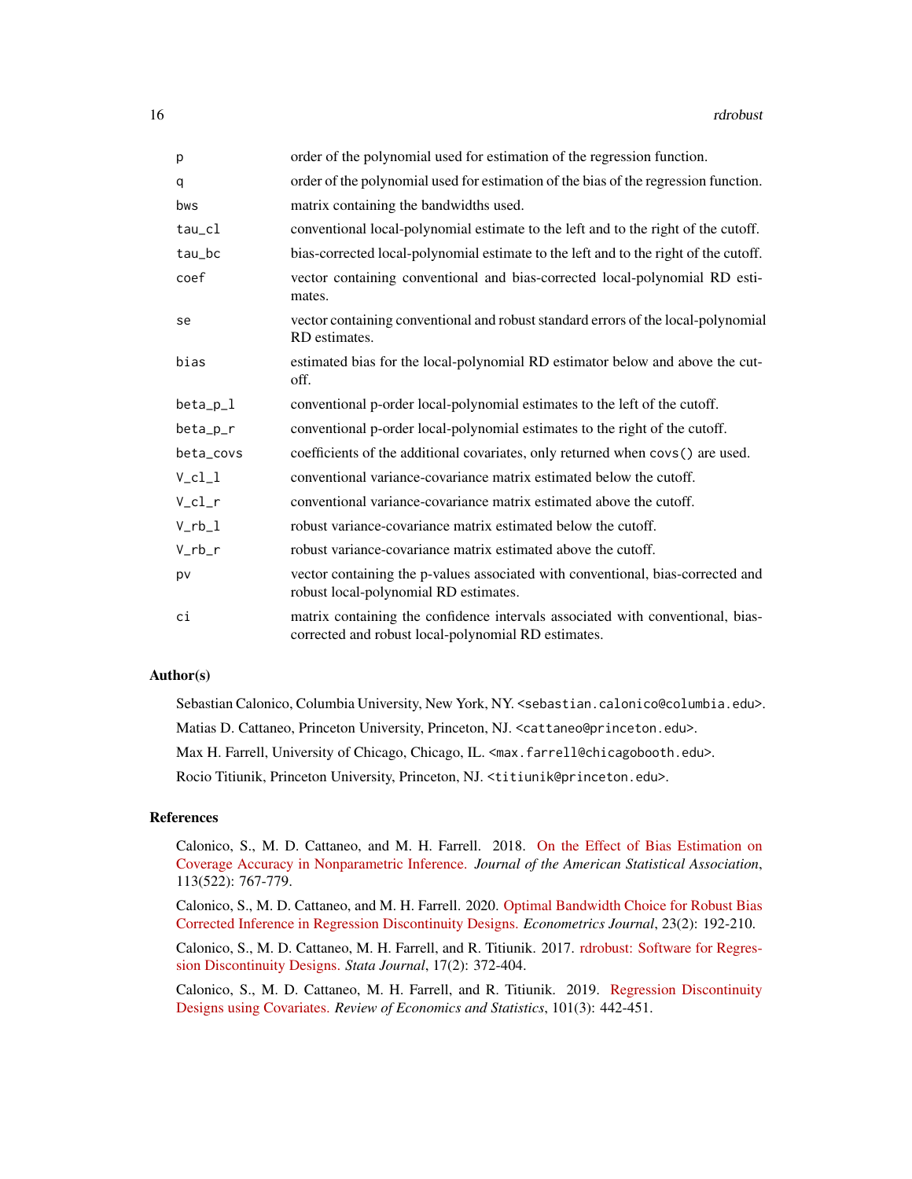| | |
|---|---|
| `p` | order of the polynomial used for estimation of the regression function. |
| `q` | order of the polynomial used for estimation of the bias of the regression function. |
| `bws` | matrix containing the bandwidths used. |
| `tau_cl` | conventional local-polynomial estimate to the left and to the right of the cutoff. |
| `tau_bc` | bias-corrected local-polynomial estimate to the left and to the right of the cutoff. |
| `coef` | vector containing conventional and bias-corrected local-polynomial RD estimates. |
| `se` | vector containing conventional and robust standard errors of the local-polynomial RD estimates. |
| `bias` | estimated bias for the local-polynomial RD estimator below and above the cutoff. |
| `beta_p_l` | conventional p-order local-polynomial estimates to the left of the cutoff. |
| `beta_p_r` | conventional p-order local-polynomial estimates to the right of the cutoff. |
| `beta_covs` | coefficients of the additional covariates, only returned when `covs()` are used. |
| `V_cl_l` | conventional variance-covariance matrix estimated below the cutoff. |
| `V_cl_r` | conventional variance-covariance matrix estimated above the cutoff. |
| `V_rb_l` | robust variance-covariance matrix estimated below the cutoff. |
| `V_rb_r` | robust variance-covariance matrix estimated above the cutoff. |
| `pv` | vector containing the p-values associated with conventional, bias-corrected and robust local-polynomial RD estimates. |
| `ci` | matrix containing the confidence intervals associated with conventional, bias-corrected and robust local-polynomial RD estimates. |

## Author(s)

Sebastian Calonico, Columbia University, New York, NY. <sebastian.calonico@columbia.edu>.

Matias D. Cattaneo, Princeton University, Princeton, NJ. <cattaneo@princeton.edu>.

Max H. Farrell, University of Chicago, Chicago, IL. <max.farrell@chicagobooth.edu>.

Rocio Titiunik, Princeton University, Princeton, NJ. <titiunik@princeton.edu>.

## References

Calonico, S., M. D. Cattaneo, and M. H. Farrell. 2018. On the Effect of Bias Estimation on Coverage Accuracy in Nonparametric Inference. *Journal of the American Statistical Association*, 113(522): 767-779.

Calonico, S., M. D. Cattaneo, and M. H. Farrell. 2020. Optimal Bandwidth Choice for Robust Bias Corrected Inference in Regression Discontinuity Designs. *Econometrics Journal*, 23(2): 192-210.

Calonico, S., M. D. Cattaneo, M. H. Farrell, and R. Titiunik. 2017. rdrobust: Software for Regression Discontinuity Designs. *Stata Journal*, 17(2): 372-404.

Calonico, S., M. D. Cattaneo, M. H. Farrell, and R. Titiunik. 2019. Regression Discontinuity Designs using Covariates. *Review of Economics and Statistics*, 101(3): 442-451.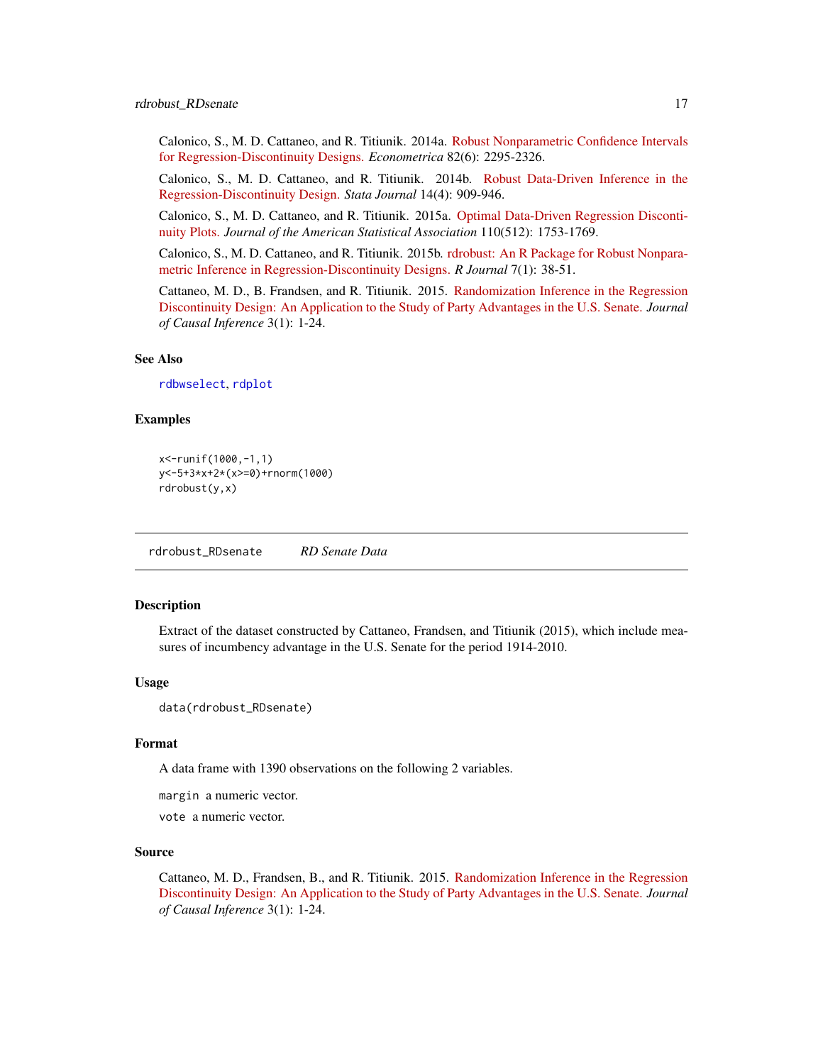Calonico, S., M. D. Cattaneo, and R. Titiunik. 2014a. Robust Nonparametric Confidence Intervals for Regression-Discontinuity Designs. *Econometrica* 82(6): 2295-2326.

Calonico, S., M. D. Cattaneo, and R. Titiunik. 2014b. Robust Data-Driven Inference in the Regression-Discontinuity Design. *Stata Journal* 14(4): 909-946.

Calonico, S., M. D. Cattaneo, and R. Titiunik. 2015a. Optimal Data-Driven Regression Discontinuity Plots. *Journal of the American Statistical Association* 110(512): 1753-1769.

Calonico, S., M. D. Cattaneo, and R. Titiunik. 2015b. rdrobust: An R Package for Robust Nonparametric Inference in Regression-Discontinuity Designs. *R Journal* 7(1): 38-51.

Cattaneo, M. D., B. Frandsen, and R. Titiunik. 2015. Randomization Inference in the Regression Discontinuity Design: An Application to the Study of Party Advantages in the U.S. Senate. *Journal of Causal Inference* 3(1): 1-24.

### See Also

`rdbwselect`, `rdplot`

### Examples

```
x<-runif(1000,-1,1)
y<-5+3*x+2*(x>=0)+rnorm(1000)
rdrobust(y,x)
```

---

## rdrobust_RDsenate &nbsp;&nbsp;&nbsp; *RD Senate Data*

---

### Description

Extract of the dataset constructed by Cattaneo, Frandsen, and Titiunik (2015), which include measures of incumbency advantage in the U.S. Senate for the period 1914-2010.

### Usage

```
data(rdrobust_RDsenate)
```

### Format

A data frame with 1390 observations on the following 2 variables.

`margin` a numeric vector.

`vote` a numeric vector.

### Source

Cattaneo, M. D., Frandsen, B., and R. Titiunik. 2015. Randomization Inference in the Regression Discontinuity Design: An Application to the Study of Party Advantages in the U.S. Senate. *Journal of Causal Inference* 3(1): 1-24.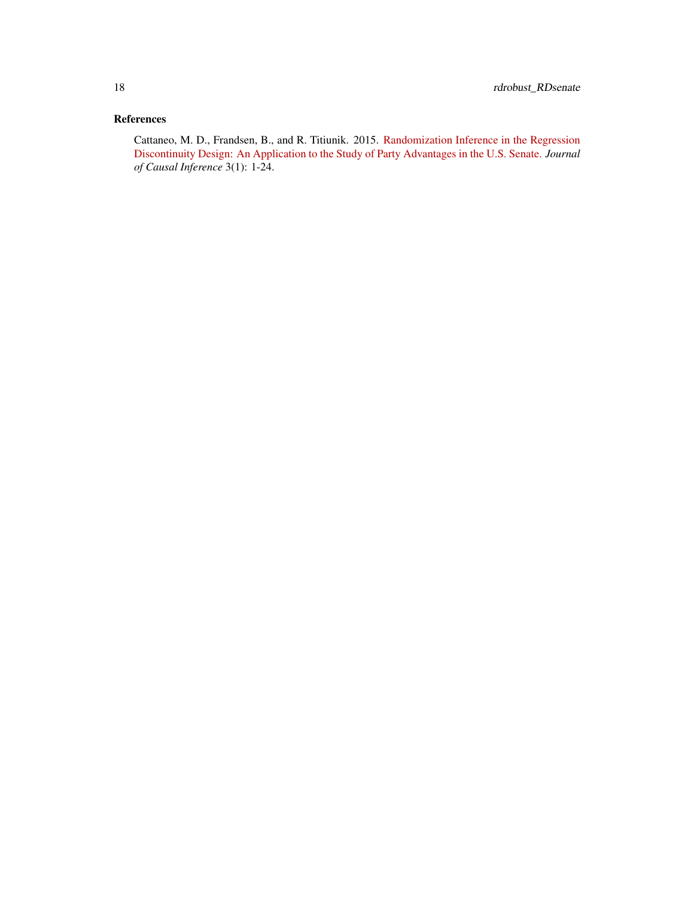### References

Cattaneo, M. D., Frandsen, B., and R. Titiunik. 2015. Randomization Inference in the Regression Discontinuity Design: An Application to the Study of Party Advantages in the U.S. Senate. *Journal of Causal Inference* 3(1): 1-24.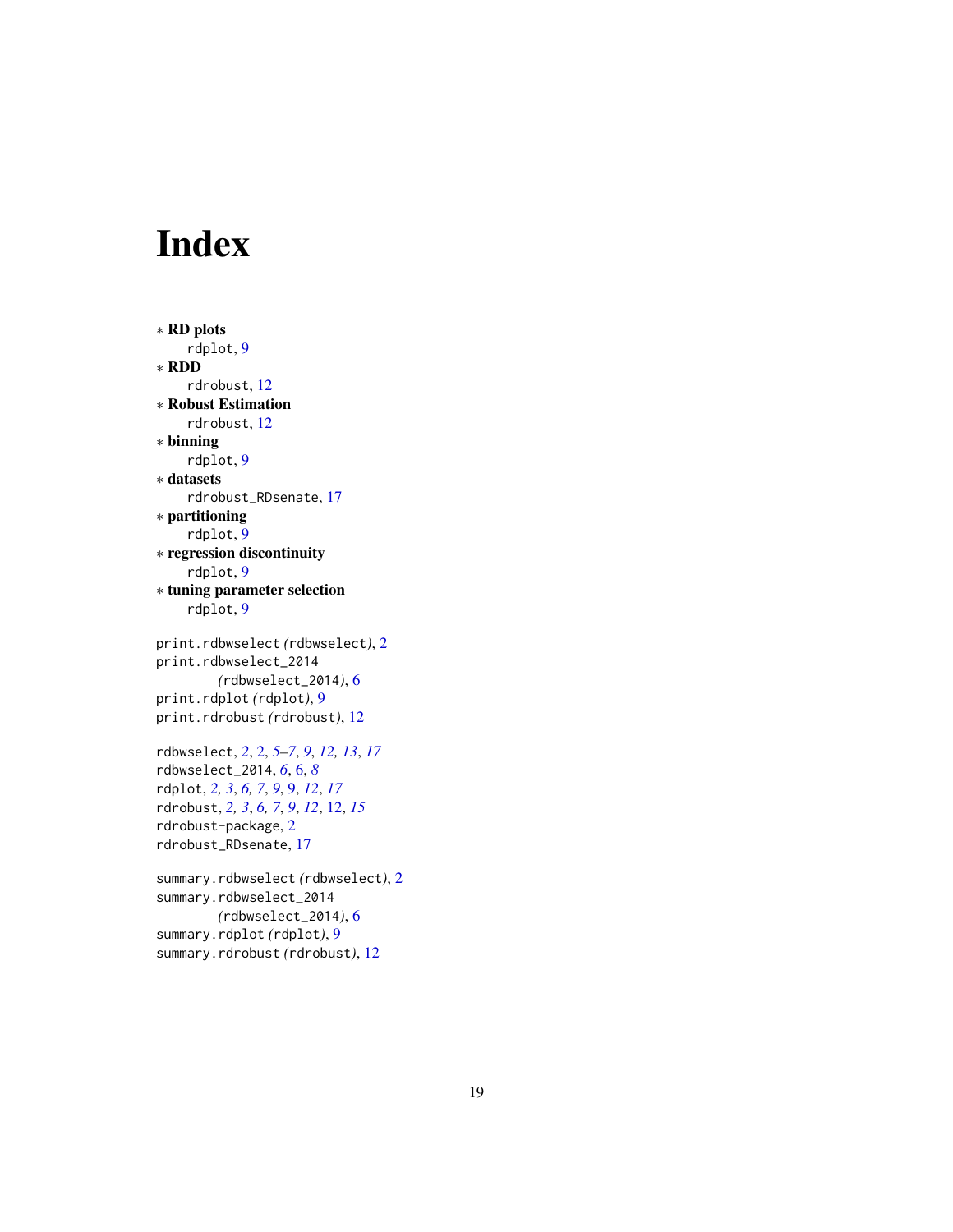# Index

∗ **RD plots**
  rdplot, 9

∗ **RDD**
  rdrobust, 12

∗ **Robust Estimation**
  rdrobust, 12

∗ **binning**
  rdplot, 9

∗ **datasets**
  rdrobust_RDsenate, 17

∗ **partitioning**
  rdplot, 9

∗ **regression discontinuity**
  rdplot, 9

∗ **tuning parameter selection**
  rdplot, 9

print.rdbwselect *(*rdbwselect*)*, 2
print.rdbwselect_2014
  *(*rdbwselect_2014*)*, 6
print.rdplot *(*rdplot*)*, 9
print.rdrobust *(*rdrobust*)*, 12

rdbwselect, *2*, 2, *5–7*, *9*, *12, 13*, *17*
rdbwselect_2014, *6*, 6, *8*
rdplot, *2, 3*, *6, 7*, *9*, 9, *12*, *17*
rdrobust, *2, 3*, *6, 7*, *9*, *12*, 12, *15*
rdrobust-package, 2
rdrobust_RDsenate, 17

summary.rdbwselect *(*rdbwselect*)*, 2
summary.rdbwselect_2014
  *(*rdbwselect_2014*)*, 6
summary.rdplot *(*rdplot*)*, 9
summary.rdrobust *(*rdrobust*)*, 12